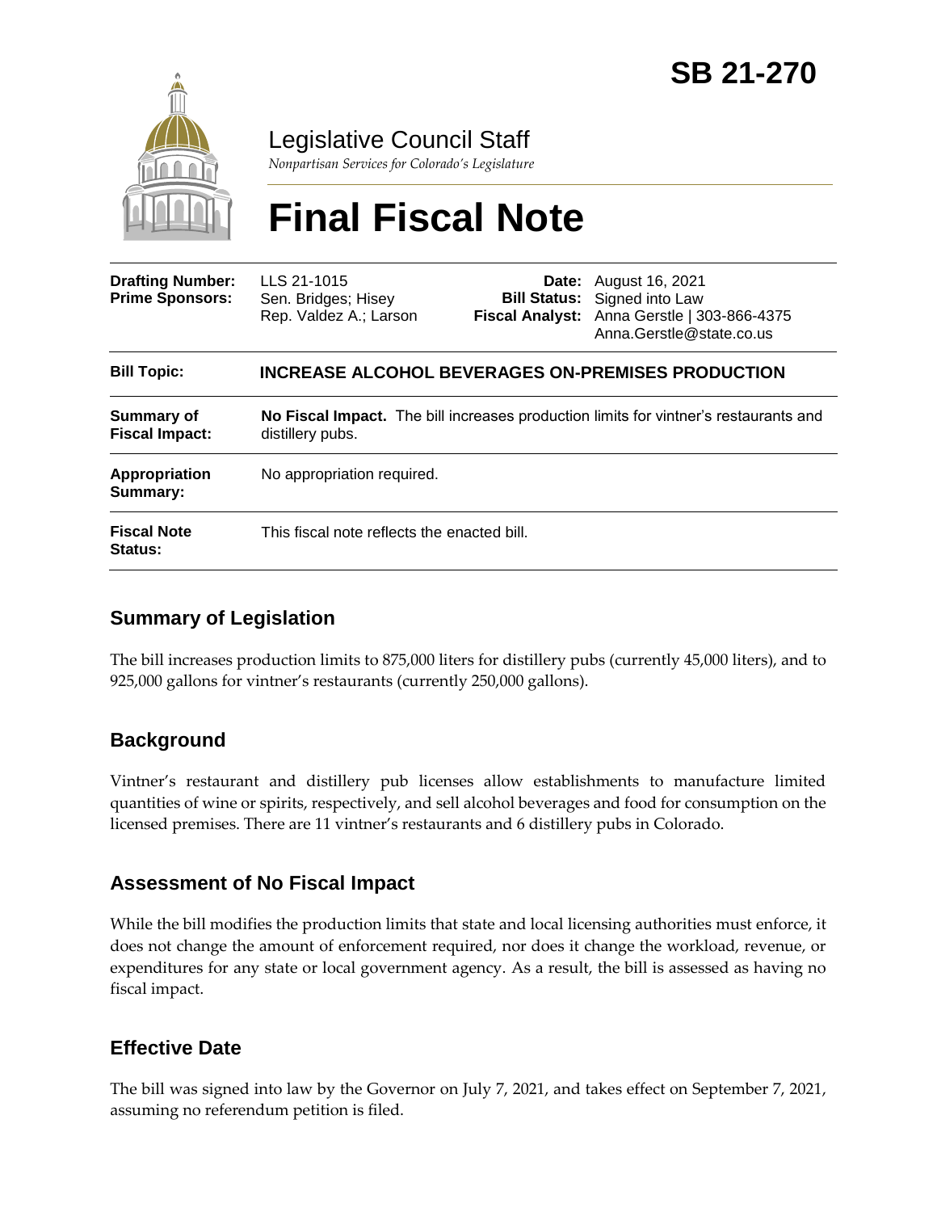# SB 21-270

Legislative Council Staff

*Nonpartisan Services for Colorado's Legislature*

# Final Fiscal Note

| | | | |
|---|---|---|---|
| **Drafting Number:** | LLS 21-1015 | **Date:** | August 16, 2021 |
| **Prime Sponsors:** | Sen. Bridges; Hisey<br>Rep. Valdez A.; Larson | **Bill Status:** | Signed into Law |
| | | **Fiscal Analyst:** | Anna Gerstle \| 303-866-4375<br>Anna.Gerstle@state.co.us |

| | |
|---|---|
| **Bill Topic:** | **INCREASE ALCOHOL BEVERAGES ON-PREMISES PRODUCTION** |
| **Summary of Fiscal Impact:** | **No Fiscal Impact.** The bill increases production limits for vintner's restaurants and distillery pubs. |
| **Appropriation Summary:** | No appropriation required. |
| **Fiscal Note Status:** | This fiscal note reflects the enacted bill. |

## Summary of Legislation

The bill increases production limits to 875,000 liters for distillery pubs (currently 45,000 liters), and to 925,000 gallons for vintner's restaurants (currently 250,000 gallons).

## Background

Vintner's restaurant and distillery pub licenses allow establishments to manufacture limited quantities of wine or spirits, respectively, and sell alcohol beverages and food for consumption on the licensed premises. There are 11 vintner's restaurants and 6 distillery pubs in Colorado.

## Assessment of No Fiscal Impact

While the bill modifies the production limits that state and local licensing authorities must enforce, it does not change the amount of enforcement required, nor does it change the workload, revenue, or expenditures for any state or local government agency. As a result, the bill is assessed as having no fiscal impact.

## Effective Date

The bill was signed into law by the Governor on July 7, 2021, and takes effect on September 7, 2021, assuming no referendum petition is filed.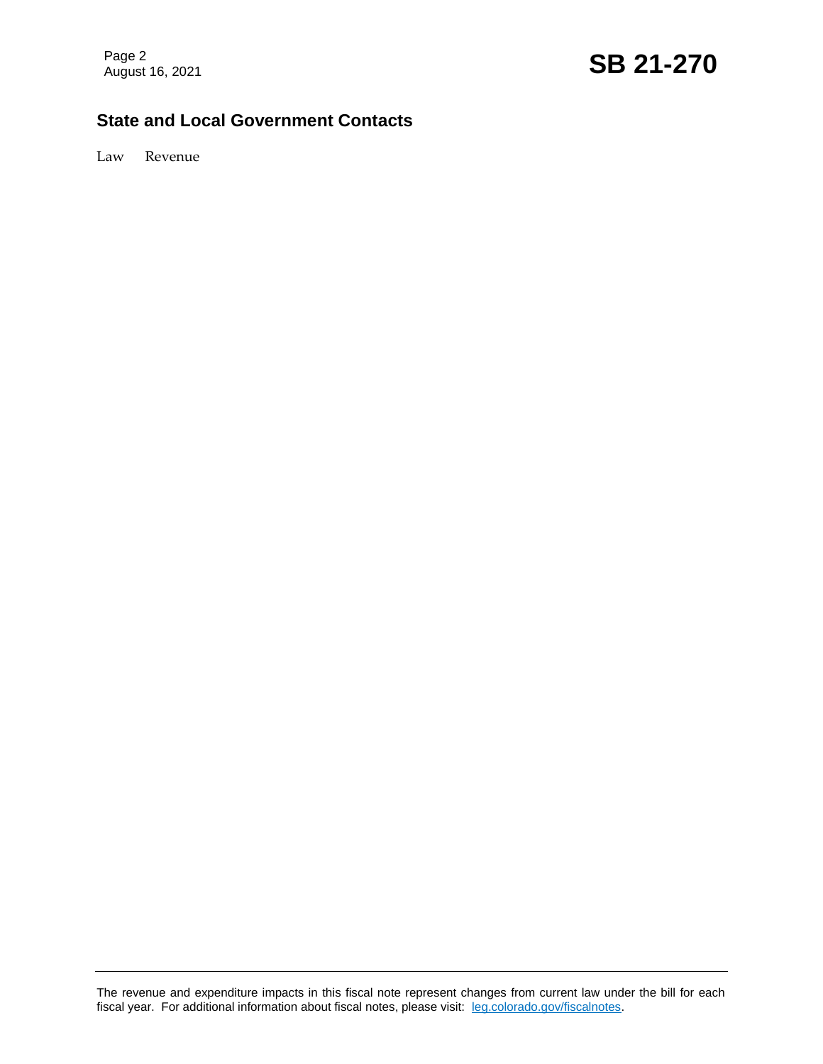## State and Local Government Contacts

Law    Revenue

The revenue and expenditure impacts in this fiscal note represent changes from current law under the bill for each fiscal year. For additional information about fiscal notes, please visit: leg.colorado.gov/fiscalnotes.